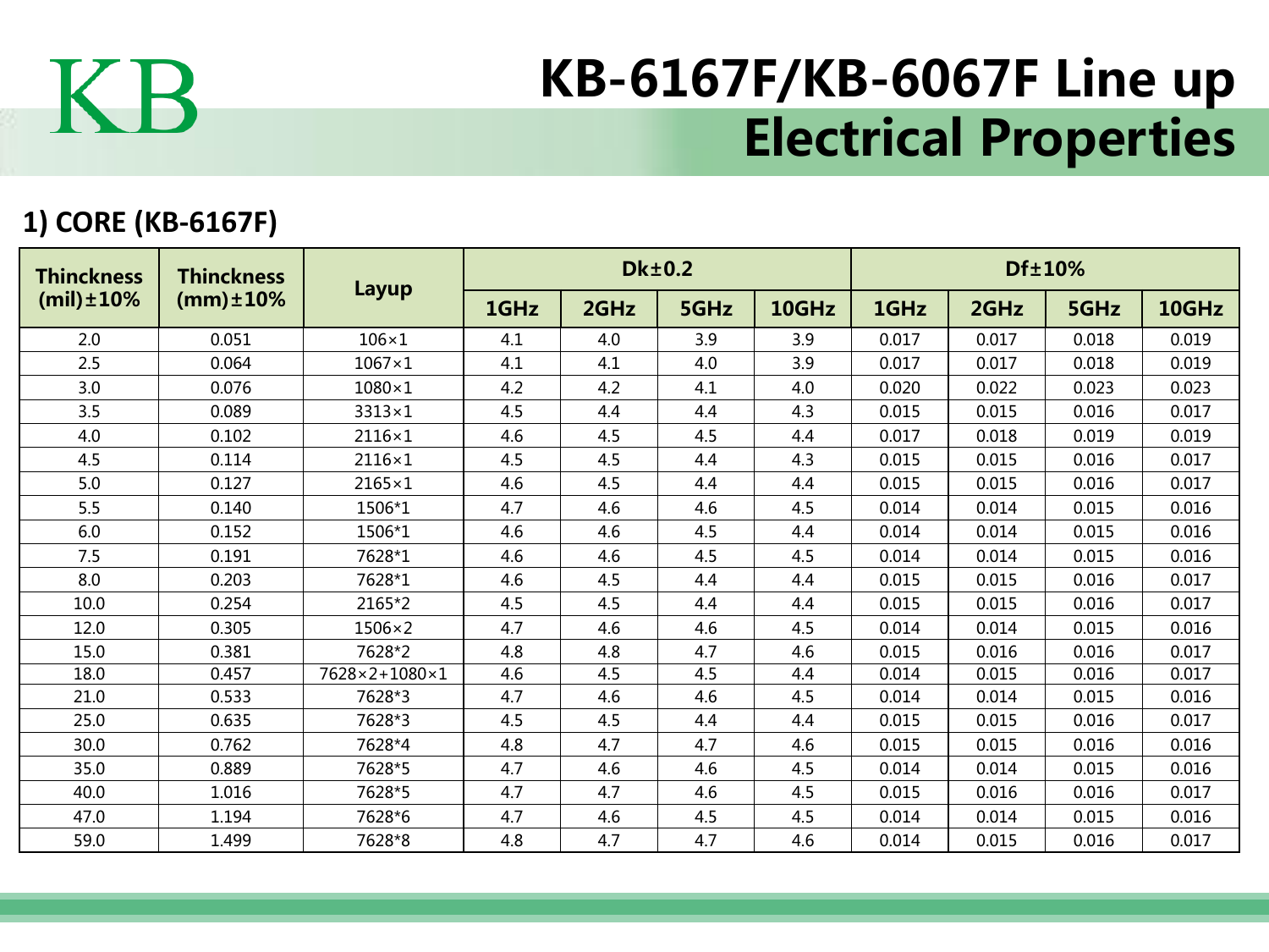KB

# KB-6167F/KB-6067F Line up Electrical Properties

## 1) CORE (KB-6167F)

| Thinckness (mil)±10% | Thinckness (mm)±10% | Layup | Dk±0.2 | | | | Df±10% | | | |
|---|---|---|---|---|---|---|---|---|---|---|
| | | | 1GHz | 2GHz | 5GHz | 10GHz | 1GHz | 2GHz | 5GHz | 10GHz |
| 2.0 | 0.051 | 106×1 | 4.1 | 4.0 | 3.9 | 3.9 | 0.017 | 0.017 | 0.018 | 0.019 |
| 2.5 | 0.064 | 1067×1 | 4.1 | 4.1 | 4.0 | 3.9 | 0.017 | 0.017 | 0.018 | 0.019 |
| 3.0 | 0.076 | 1080×1 | 4.2 | 4.2 | 4.1 | 4.0 | 0.020 | 0.022 | 0.023 | 0.023 |
| 3.5 | 0.089 | 3313×1 | 4.5 | 4.4 | 4.4 | 4.3 | 0.015 | 0.015 | 0.016 | 0.017 |
| 4.0 | 0.102 | 2116×1 | 4.6 | 4.5 | 4.5 | 4.4 | 0.017 | 0.018 | 0.019 | 0.019 |
| 4.5 | 0.114 | 2116×1 | 4.5 | 4.5 | 4.4 | 4.3 | 0.015 | 0.015 | 0.016 | 0.017 |
| 5.0 | 0.127 | 2165×1 | 4.6 | 4.5 | 4.4 | 4.4 | 0.015 | 0.015 | 0.016 | 0.017 |
| 5.5 | 0.140 | 1506*1 | 4.7 | 4.6 | 4.6 | 4.5 | 0.014 | 0.014 | 0.015 | 0.016 |
| 6.0 | 0.152 | 1506*1 | 4.6 | 4.6 | 4.5 | 4.4 | 0.014 | 0.014 | 0.015 | 0.016 |
| 7.5 | 0.191 | 7628*1 | 4.6 | 4.6 | 4.5 | 4.5 | 0.014 | 0.014 | 0.015 | 0.016 |
| 8.0 | 0.203 | 7628*1 | 4.6 | 4.5 | 4.4 | 4.4 | 0.015 | 0.015 | 0.016 | 0.017 |
| 10.0 | 0.254 | 2165*2 | 4.5 | 4.5 | 4.4 | 4.4 | 0.015 | 0.015 | 0.016 | 0.017 |
| 12.0 | 0.305 | 1506×2 | 4.7 | 4.6 | 4.6 | 4.5 | 0.014 | 0.014 | 0.015 | 0.016 |
| 15.0 | 0.381 | 7628*2 | 4.8 | 4.8 | 4.7 | 4.6 | 0.015 | 0.016 | 0.016 | 0.017 |
| 18.0 | 0.457 | 7628×2+1080×1 | 4.6 | 4.5 | 4.5 | 4.4 | 0.014 | 0.015 | 0.016 | 0.017 |
| 21.0 | 0.533 | 7628*3 | 4.7 | 4.6 | 4.6 | 4.5 | 0.014 | 0.014 | 0.015 | 0.016 |
| 25.0 | 0.635 | 7628*3 | 4.5 | 4.5 | 4.4 | 4.4 | 0.015 | 0.015 | 0.016 | 0.017 |
| 30.0 | 0.762 | 7628*4 | 4.8 | 4.7 | 4.7 | 4.6 | 0.015 | 0.015 | 0.016 | 0.016 |
| 35.0 | 0.889 | 7628*5 | 4.7 | 4.6 | 4.6 | 4.5 | 0.014 | 0.014 | 0.015 | 0.016 |
| 40.0 | 1.016 | 7628*5 | 4.7 | 4.7 | 4.6 | 4.5 | 0.015 | 0.016 | 0.016 | 0.017 |
| 47.0 | 1.194 | 7628*6 | 4.7 | 4.6 | 4.5 | 4.5 | 0.014 | 0.014 | 0.015 | 0.016 |
| 59.0 | 1.499 | 7628*8 | 4.8 | 4.7 | 4.7 | 4.6 | 0.014 | 0.015 | 0.016 | 0.017 |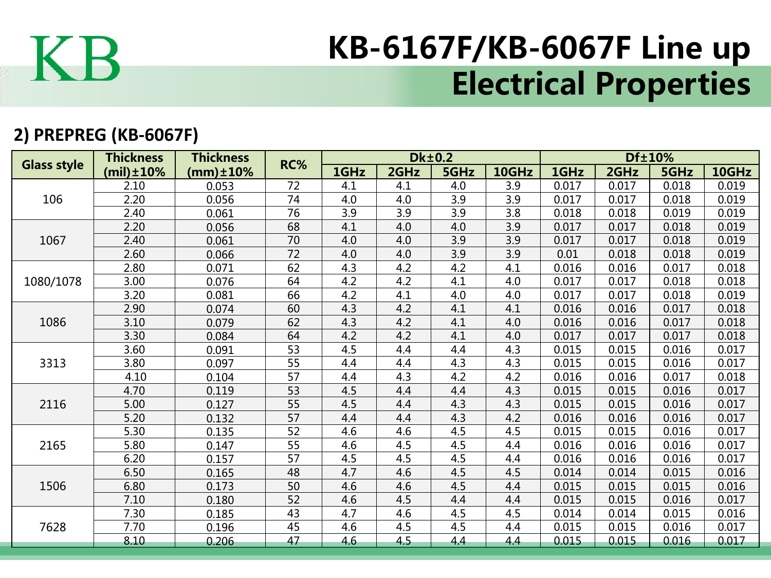# KB-6167F/KB-6067F Line up Electrical Properties

## 2) PREPREG (KB-6067F)

| Glass style | Thickness (mil)±10% | Thickness (mm)±10% | RC% | Dk±0.2 | | | | Df±10% | | | |
|---|---|---|---|---|---|---|---|---|---|---|---|
| | | | | 1GHz | 2GHz | 5GHz | 10GHz | 1GHz | 2GHz | 5GHz | 10GHz |
| 106 | 2.10 | 0.053 | 72 | 4.1 | 4.1 | 4.0 | 3.9 | 0.017 | 0.017 | 0.018 | 0.019 |
| | 2.20 | 0.056 | 74 | 4.0 | 4.0 | 3.9 | 3.9 | 0.017 | 0.017 | 0.018 | 0.019 |
| | 2.40 | 0.061 | 76 | 3.9 | 3.9 | 3.9 | 3.8 | 0.018 | 0.018 | 0.019 | 0.019 |
| 1067 | 2.20 | 0.056 | 68 | 4.1 | 4.0 | 4.0 | 3.9 | 0.017 | 0.017 | 0.018 | 0.019 |
| | 2.40 | 0.061 | 70 | 4.0 | 4.0 | 3.9 | 3.9 | 0.017 | 0.017 | 0.018 | 0.019 |
| | 2.60 | 0.066 | 72 | 4.0 | 4.0 | 3.9 | 3.9 | 0.01 | 0.018 | 0.018 | 0.019 |
| 1080/1078 | 2.80 | 0.071 | 62 | 4.3 | 4.2 | 4.2 | 4.1 | 0.016 | 0.016 | 0.017 | 0.018 |
| | 3.00 | 0.076 | 64 | 4.2 | 4.2 | 4.1 | 4.0 | 0.017 | 0.017 | 0.018 | 0.018 |
| | 3.20 | 0.081 | 66 | 4.2 | 4.1 | 4.0 | 4.0 | 0.017 | 0.017 | 0.018 | 0.019 |
| 1086 | 2.90 | 0.074 | 60 | 4.3 | 4.2 | 4.1 | 4.1 | 0.016 | 0.016 | 0.017 | 0.018 |
| | 3.10 | 0.079 | 62 | 4.3 | 4.2 | 4.1 | 4.0 | 0.016 | 0.016 | 0.017 | 0.018 |
| | 3.30 | 0.084 | 64 | 4.2 | 4.2 | 4.1 | 4.0 | 0.017 | 0.017 | 0.017 | 0.018 |
| 3313 | 3.60 | 0.091 | 53 | 4.5 | 4.4 | 4.4 | 4.3 | 0.015 | 0.015 | 0.016 | 0.017 |
| | 3.80 | 0.097 | 55 | 4.4 | 4.4 | 4.3 | 4.3 | 0.015 | 0.015 | 0.016 | 0.017 |
| | 4.10 | 0.104 | 57 | 4.4 | 4.3 | 4.2 | 4.2 | 0.016 | 0.016 | 0.017 | 0.018 |
| 2116 | 4.70 | 0.119 | 53 | 4.5 | 4.4 | 4.4 | 4.3 | 0.015 | 0.015 | 0.016 | 0.017 |
| | 5.00 | 0.127 | 55 | 4.5 | 4.4 | 4.3 | 4.3 | 0.015 | 0.015 | 0.016 | 0.017 |
| | 5.20 | 0.132 | 57 | 4.4 | 4.4 | 4.3 | 4.2 | 0.016 | 0.016 | 0.016 | 0.017 |
| 2165 | 5.30 | 0.135 | 52 | 4.6 | 4.6 | 4.5 | 4.5 | 0.015 | 0.015 | 0.016 | 0.017 |
| | 5.80 | 0.147 | 55 | 4.6 | 4.5 | 4.5 | 4.4 | 0.016 | 0.016 | 0.016 | 0.017 |
| | 6.20 | 0.157 | 57 | 4.5 | 4.5 | 4.5 | 4.4 | 0.016 | 0.016 | 0.016 | 0.017 |
| 1506 | 6.50 | 0.165 | 48 | 4.7 | 4.6 | 4.5 | 4.5 | 0.014 | 0.014 | 0.015 | 0.016 |
| | 6.80 | 0.173 | 50 | 4.6 | 4.6 | 4.5 | 4.4 | 0.015 | 0.015 | 0.015 | 0.016 |
| | 7.10 | 0.180 | 52 | 4.6 | 4.5 | 4.4 | 4.4 | 0.015 | 0.015 | 0.016 | 0.017 |
| 7628 | 7.30 | 0.185 | 43 | 4.7 | 4.6 | 4.5 | 4.5 | 0.014 | 0.014 | 0.015 | 0.016 |
| | 7.70 | 0.196 | 45 | 4.6 | 4.5 | 4.5 | 4.4 | 0.015 | 0.015 | 0.016 | 0.017 |
| | 8.10 | 0.206 | 47 | 4.6 | 4.5 | 4.4 | 4.4 | 0.015 | 0.015 | 0.016 | 0.017 |